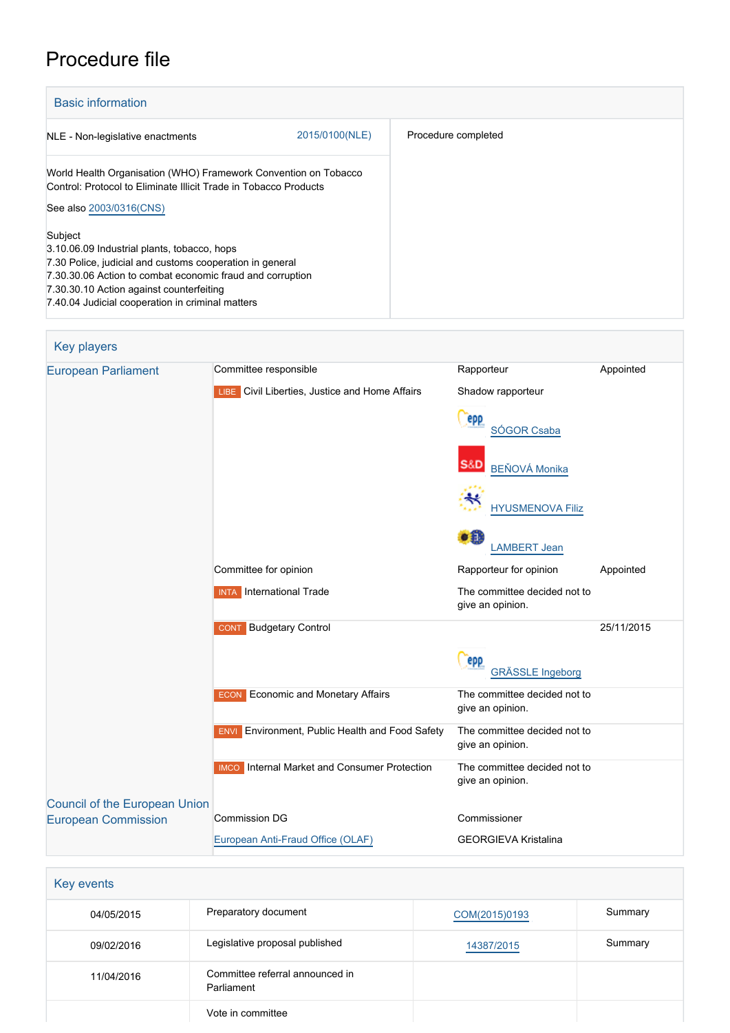# Procedure file

## Basic information

| | |
|---|---|
| NLE - Non-legislative enactments 2015/0100(NLE) | Procedure completed |
| World Health Organisation (WHO) Framework Convention on Tobacco Control: Protocol to Eliminate Illicit Trade in Tobacco Products<br><br>See also 2003/0316(CNS)<br><br>Subject<br>3.10.06.09 Industrial plants, tobacco, hops<br>7.30 Police, judicial and customs cooperation in general<br>7.30.30.06 Action to combat economic fraud and corruption<br>7.30.30.10 Action against counterfeiting<br>7.40.04 Judicial cooperation in criminal matters | |

## Key players

| | | | |
|---|---|---|---|
| European Parliament | Committee responsible | Rapporteur | Appointed |
| | LIBE Civil Liberties, Justice and Home Affairs | Shadow rapporteur<br><br>SÓGOR Csaba<br><br>BEŇOVÁ Monika<br><br>HYUSMENOVA Filiz<br><br>LAMBERT Jean | |
| | Committee for opinion | Rapporteur for opinion | Appointed |
| | INTA International Trade | The committee decided not to give an opinion. | |
| | CONT Budgetary Control | GRÄSSLE Ingeborg | 25/11/2015 |
| | ECON Economic and Monetary Affairs | The committee decided not to give an opinion. | |
| | ENVI Environment, Public Health and Food Safety | The committee decided not to give an opinion. | |
| | IMCO Internal Market and Consumer Protection | The committee decided not to give an opinion. | |
| Council of the European Union | | | |
| European Commission | Commission DG | Commissioner | |
| | European Anti-Fraud Office (OLAF) | GEORGIEVA Kristalina | |

## Key events

| | | | |
|---|---|---|---|
| 04/05/2015 | Preparatory document | COM(2015)0193 | Summary |
| 09/02/2016 | Legislative proposal published | 14387/2015 | Summary |
| 11/04/2016 | Committee referral announced in Parliament | | |
| | Vote in committee | | |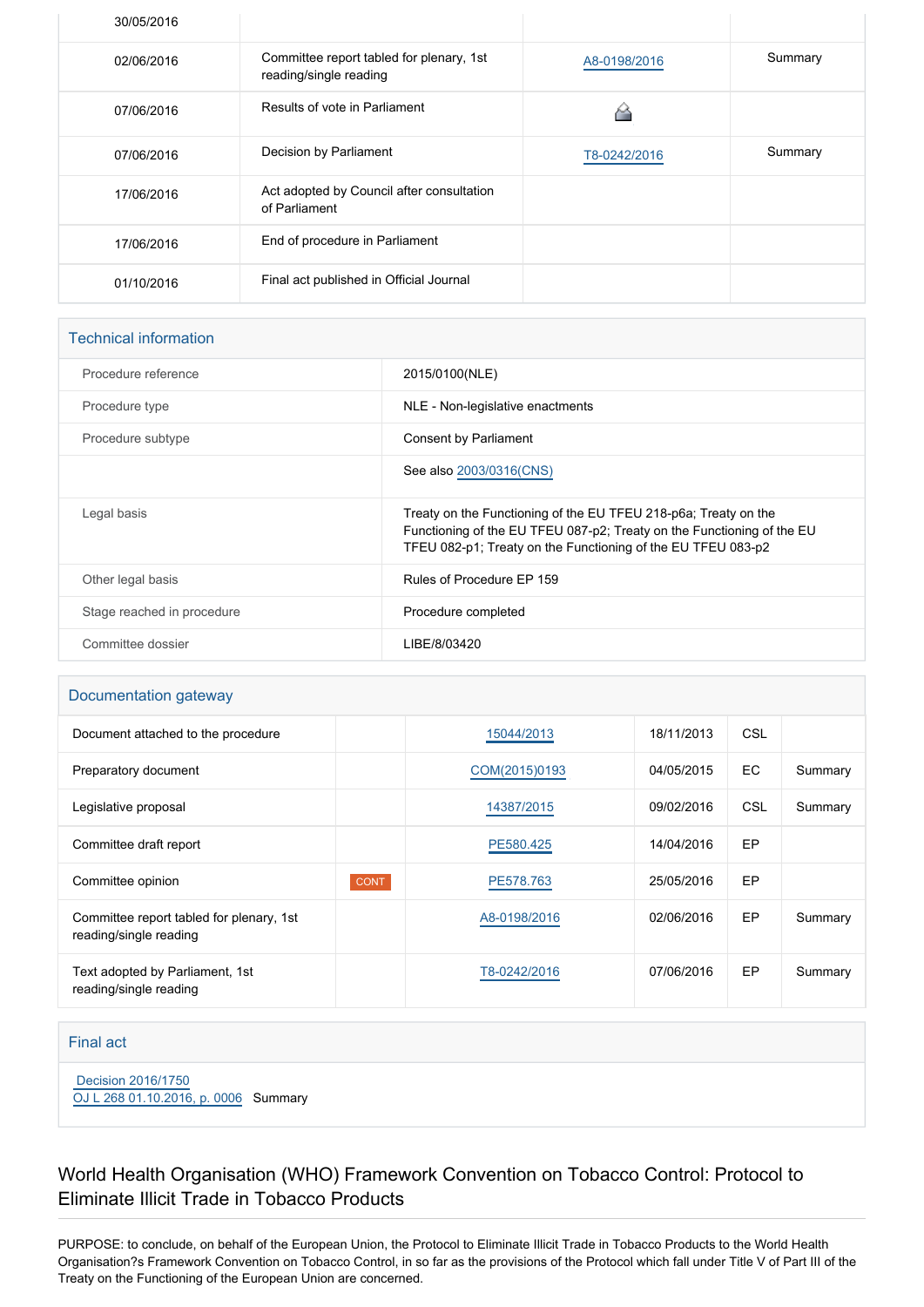| | | | |
|---|---|---|---|
| 30/05/2016 | | | |
| 02/06/2016 | Committee report tabled for plenary, 1st reading/single reading | A8-0198/2016 | Summary |
| 07/06/2016 | Results of vote in Parliament | | |
| 07/06/2016 | Decision by Parliament | T8-0242/2016 | Summary |
| 17/06/2016 | Act adopted by Council after consultation of Parliament | | |
| 17/06/2016 | End of procedure in Parliament | | |
| 01/10/2016 | Final act published in Official Journal | | |

## Technical information

| | |
|---|---|
| Procedure reference | 2015/0100(NLE) |
| Procedure type | NLE - Non-legislative enactments |
| Procedure subtype | Consent by Parliament |
| | See also 2003/0316(CNS) |
| Legal basis | Treaty on the Functioning of the EU TFEU 218-p6a; Treaty on the Functioning of the EU TFEU 087-p2; Treaty on the Functioning of the EU TFEU 082-p1; Treaty on the Functioning of the EU TFEU 083-p2 |
| Other legal basis | Rules of Procedure EP 159 |
| Stage reached in procedure | Procedure completed |
| Committee dossier | LIBE/8/03420 |

## Documentation gateway

| | | | | | |
|---|---|---|---|---|---|
| Document attached to the procedure | | 15044/2013 | 18/11/2013 | CSL | |
| Preparatory document | | COM(2015)0193 | 04/05/2015 | EC | Summary |
| Legislative proposal | | 14387/2015 | 09/02/2016 | CSL | Summary |
| Committee draft report | | PE580.425 | 14/04/2016 | EP | |
| Committee opinion | CONT | PE578.763 | 25/05/2016 | EP | |
| Committee report tabled for plenary, 1st reading/single reading | | A8-0198/2016 | 02/06/2016 | EP | Summary |
| Text adopted by Parliament, 1st reading/single reading | | T8-0242/2016 | 07/06/2016 | EP | Summary |

## Final act

Decision 2016/1750
OJ L 268 01.10.2016, p. 0006 Summary

# World Health Organisation (WHO) Framework Convention on Tobacco Control: Protocol to Eliminate Illicit Trade in Tobacco Products

PURPOSE: to conclude, on behalf of the European Union, the Protocol to Eliminate Illicit Trade in Tobacco Products to the World Health Organisation?s Framework Convention on Tobacco Control, in so far as the provisions of the Protocol which fall under Title V of Part III of the Treaty on the Functioning of the European Union are concerned.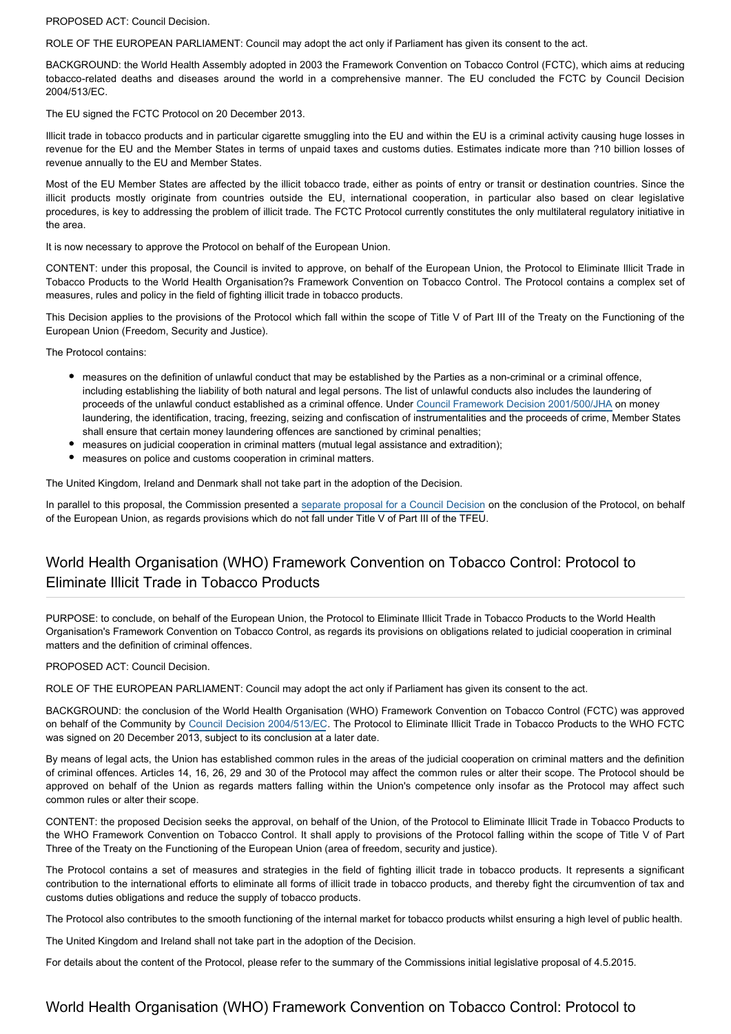PROPOSED ACT: Council Decision.

ROLE OF THE EUROPEAN PARLIAMENT: Council may adopt the act only if Parliament has given its consent to the act.

BACKGROUND: the World Health Assembly adopted in 2003 the Framework Convention on Tobacco Control (FCTC), which aims at reducing tobacco-related deaths and diseases around the world in a comprehensive manner. The EU concluded the FCTC by Council Decision 2004/513/EC.

The EU signed the FCTC Protocol on 20 December 2013.

Illicit trade in tobacco products and in particular cigarette smuggling into the EU and within the EU is a criminal activity causing huge losses in revenue for the EU and the Member States in terms of unpaid taxes and customs duties. Estimates indicate more than ?10 billion losses of revenue annually to the EU and Member States.

Most of the EU Member States are affected by the illicit tobacco trade, either as points of entry or transit or destination countries. Since the illicit products mostly originate from countries outside the EU, international cooperation, in particular also based on clear legislative procedures, is key to addressing the problem of illicit trade. The FCTC Protocol currently constitutes the only multilateral regulatory initiative in the area.

It is now necessary to approve the Protocol on behalf of the European Union.

CONTENT: under this proposal, the Council is invited to approve, on behalf of the European Union, the Protocol to Eliminate Illicit Trade in Tobacco Products to the World Health Organisation?s Framework Convention on Tobacco Control. The Protocol contains a complex set of measures, rules and policy in the field of fighting illicit trade in tobacco products.

This Decision applies to the provisions of the Protocol which fall within the scope of Title V of Part III of the Treaty on the Functioning of the European Union (Freedom, Security and Justice).

The Protocol contains:

- measures on the definition of unlawful conduct that may be established by the Parties as a non-criminal or a criminal offence, including establishing the liability of both natural and legal persons. The list of unlawful conducts also includes the laundering of proceeds of the unlawful conduct established as a criminal offence. Under Council Framework Decision 2001/500/JHA on money laundering, the identification, tracing, freezing, seizing and confiscation of instrumentalities and the proceeds of crime, Member States shall ensure that certain money laundering offences are sanctioned by criminal penalties;
- measures on judicial cooperation in criminal matters (mutual legal assistance and extradition);
- measures on police and customs cooperation in criminal matters.

The United Kingdom, Ireland and Denmark shall not take part in the adoption of the Decision.

In parallel to this proposal, the Commission presented a separate proposal for a Council Decision on the conclusion of the Protocol, on behalf of the European Union, as regards provisions which do not fall under Title V of Part III of the TFEU.

## World Health Organisation (WHO) Framework Convention on Tobacco Control: Protocol to Eliminate Illicit Trade in Tobacco Products

PURPOSE: to conclude, on behalf of the European Union, the Protocol to Eliminate Illicit Trade in Tobacco Products to the World Health Organisation's Framework Convention on Tobacco Control, as regards its provisions on obligations related to judicial cooperation in criminal matters and the definition of criminal offences.

PROPOSED ACT: Council Decision.

ROLE OF THE EUROPEAN PARLIAMENT: Council may adopt the act only if Parliament has given its consent to the act.

BACKGROUND: the conclusion of the World Health Organisation (WHO) Framework Convention on Tobacco Control (FCTC) was approved on behalf of the Community by Council Decision 2004/513/EC. The Protocol to Eliminate Illicit Trade in Tobacco Products to the WHO FCTC was signed on 20 December 2013, subject to its conclusion at a later date.

By means of legal acts, the Union has established common rules in the areas of the judicial cooperation on criminal matters and the definition of criminal offences. Articles 14, 16, 26, 29 and 30 of the Protocol may affect the common rules or alter their scope. The Protocol should be approved on behalf of the Union as regards matters falling within the Union's competence only insofar as the Protocol may affect such common rules or alter their scope.

CONTENT: the proposed Decision seeks the approval, on behalf of the Union, of the Protocol to Eliminate Illicit Trade in Tobacco Products to the WHO Framework Convention on Tobacco Control. It shall apply to provisions of the Protocol falling within the scope of Title V of Part Three of the Treaty on the Functioning of the European Union (area of freedom, security and justice).

The Protocol contains a set of measures and strategies in the field of fighting illicit trade in tobacco products. It represents a significant contribution to the international efforts to eliminate all forms of illicit trade in tobacco products, and thereby fight the circumvention of tax and customs duties obligations and reduce the supply of tobacco products.

The Protocol also contributes to the smooth functioning of the internal market for tobacco products whilst ensuring a high level of public health.

The United Kingdom and Ireland shall not take part in the adoption of the Decision.

For details about the content of the Protocol, please refer to the summary of the Commissions initial legislative proposal of 4.5.2015.

## World Health Organisation (WHO) Framework Convention on Tobacco Control: Protocol to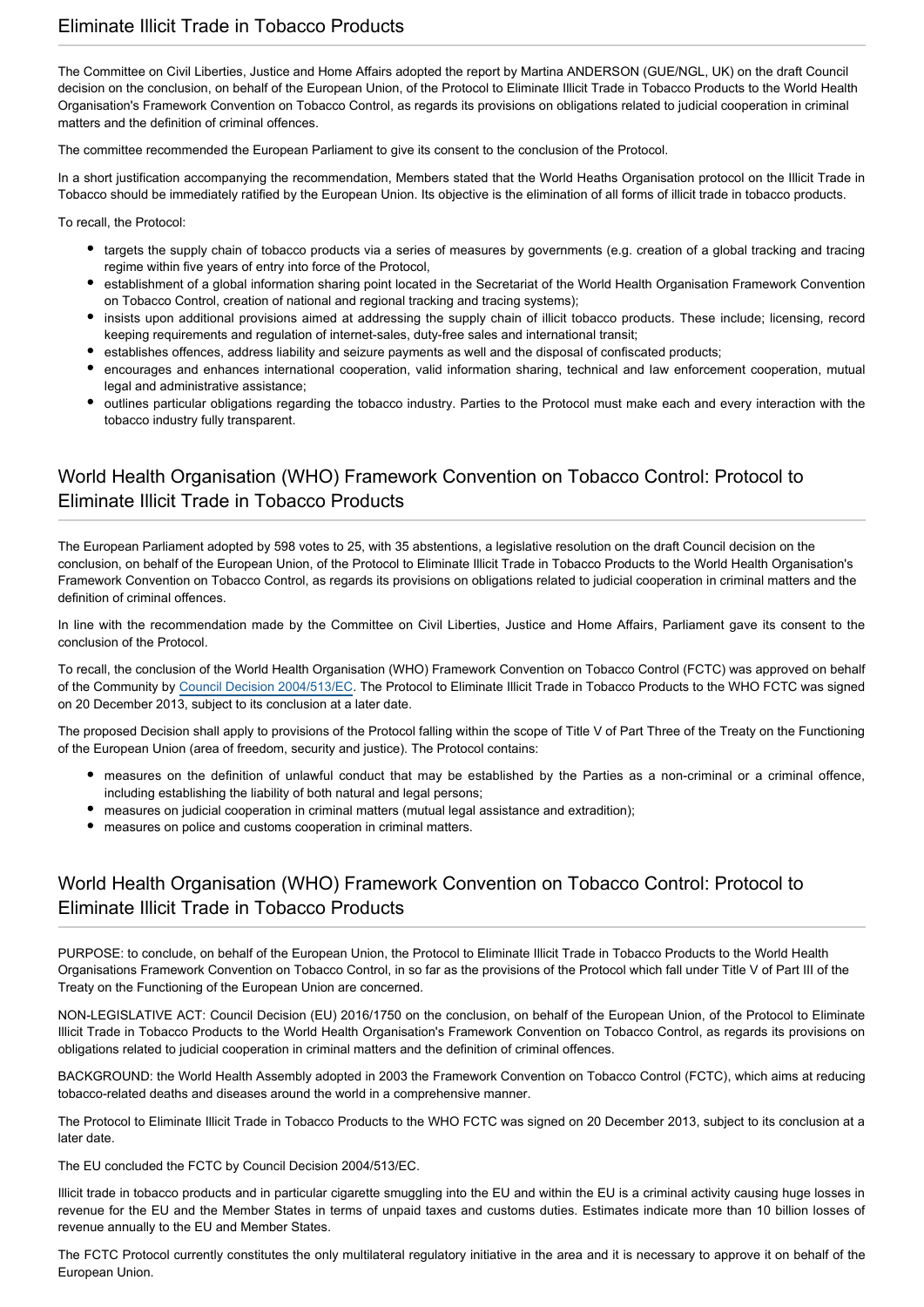## Eliminate Illicit Trade in Tobacco Products

The Committee on Civil Liberties, Justice and Home Affairs adopted the report by Martina ANDERSON (GUE/NGL, UK) on the draft Council decision on the conclusion, on behalf of the European Union, of the Protocol to Eliminate Illicit Trade in Tobacco Products to the World Health Organisation's Framework Convention on Tobacco Control, as regards its provisions on obligations related to judicial cooperation in criminal matters and the definition of criminal offences.

The committee recommended the European Parliament to give its consent to the conclusion of the Protocol.

In a short justification accompanying the recommendation, Members stated that the World Heaths Organisation protocol on the Illicit Trade in Tobacco should be immediately ratified by the European Union. Its objective is the elimination of all forms of illicit trade in tobacco products.

To recall, the Protocol:

- targets the supply chain of tobacco products via a series of measures by governments (e.g. creation of a global tracking and tracing regime within five years of entry into force of the Protocol,
- establishment of a global information sharing point located in the Secretariat of the World Health Organisation Framework Convention on Tobacco Control, creation of national and regional tracking and tracing systems);
- insists upon additional provisions aimed at addressing the supply chain of illicit tobacco products. These include; licensing, record keeping requirements and regulation of internet-sales, duty-free sales and international transit;
- establishes offences, address liability and seizure payments as well and the disposal of confiscated products;
- encourages and enhances international cooperation, valid information sharing, technical and law enforcement cooperation, mutual legal and administrative assistance;
- outlines particular obligations regarding the tobacco industry. Parties to the Protocol must make each and every interaction with the tobacco industry fully transparent.

## World Health Organisation (WHO) Framework Convention on Tobacco Control: Protocol to Eliminate Illicit Trade in Tobacco Products

The European Parliament adopted by 598 votes to 25, with 35 abstentions, a legislative resolution on the draft Council decision on the conclusion, on behalf of the European Union, of the Protocol to Eliminate Illicit Trade in Tobacco Products to the World Health Organisation's Framework Convention on Tobacco Control, as regards its provisions on obligations related to judicial cooperation in criminal matters and the definition of criminal offences.

In line with the recommendation made by the Committee on Civil Liberties, Justice and Home Affairs, Parliament gave its consent to the conclusion of the Protocol.

To recall, the conclusion of the World Health Organisation (WHO) Framework Convention on Tobacco Control (FCTC) was approved on behalf of the Community by Council Decision 2004/513/EC. The Protocol to Eliminate Illicit Trade in Tobacco Products to the WHO FCTC was signed on 20 December 2013, subject to its conclusion at a later date.

The proposed Decision shall apply to provisions of the Protocol falling within the scope of Title V of Part Three of the Treaty on the Functioning of the European Union (area of freedom, security and justice). The Protocol contains:

- measures on the definition of unlawful conduct that may be established by the Parties as a non-criminal or a criminal offence, including establishing the liability of both natural and legal persons;
- measures on judicial cooperation in criminal matters (mutual legal assistance and extradition);
- measures on police and customs cooperation in criminal matters.

## World Health Organisation (WHO) Framework Convention on Tobacco Control: Protocol to Eliminate Illicit Trade in Tobacco Products

PURPOSE: to conclude, on behalf of the European Union, the Protocol to Eliminate Illicit Trade in Tobacco Products to the World Health Organisations Framework Convention on Tobacco Control, in so far as the provisions of the Protocol which fall under Title V of Part III of the Treaty on the Functioning of the European Union are concerned.

NON-LEGISLATIVE ACT: Council Decision (EU) 2016/1750 on the conclusion, on behalf of the European Union, of the Protocol to Eliminate Illicit Trade in Tobacco Products to the World Health Organisation's Framework Convention on Tobacco Control, as regards its provisions on obligations related to judicial cooperation in criminal matters and the definition of criminal offences.

BACKGROUND: the World Health Assembly adopted in 2003 the Framework Convention on Tobacco Control (FCTC), which aims at reducing tobacco-related deaths and diseases around the world in a comprehensive manner.

The Protocol to Eliminate Illicit Trade in Tobacco Products to the WHO FCTC was signed on 20 December 2013, subject to its conclusion at a later date.

The EU concluded the FCTC by Council Decision 2004/513/EC.

Illicit trade in tobacco products and in particular cigarette smuggling into the EU and within the EU is a criminal activity causing huge losses in revenue for the EU and the Member States in terms of unpaid taxes and customs duties. Estimates indicate more than 10 billion losses of revenue annually to the EU and Member States.

The FCTC Protocol currently constitutes the only multilateral regulatory initiative in the area and it is necessary to approve it on behalf of the European Union.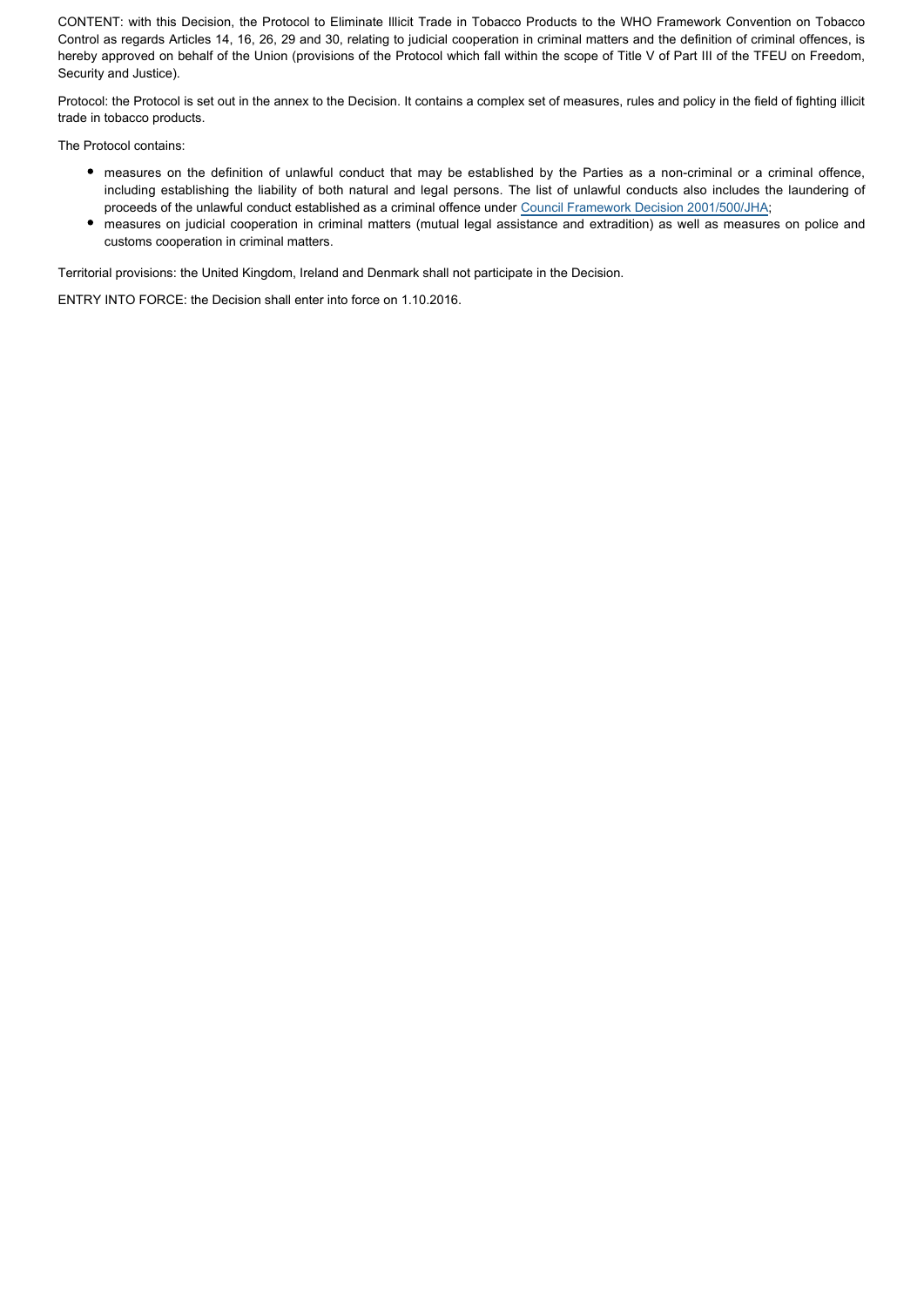CONTENT: with this Decision, the Protocol to Eliminate Illicit Trade in Tobacco Products to the WHO Framework Convention on Tobacco Control as regards Articles 14, 16, 26, 29 and 30, relating to judicial cooperation in criminal matters and the definition of criminal offences, is hereby approved on behalf of the Union (provisions of the Protocol which fall within the scope of Title V of Part III of the TFEU on Freedom, Security and Justice).

Protocol: the Protocol is set out in the annex to the Decision. It contains a complex set of measures, rules and policy in the field of fighting illicit trade in tobacco products.

The Protocol contains:

- measures on the definition of unlawful conduct that may be established by the Parties as a non-criminal or a criminal offence, including establishing the liability of both natural and legal persons. The list of unlawful conducts also includes the laundering of proceeds of the unlawful conduct established as a criminal offence under Council Framework Decision 2001/500/JHA;
- measures on judicial cooperation in criminal matters (mutual legal assistance and extradition) as well as measures on police and customs cooperation in criminal matters.

Territorial provisions: the United Kingdom, Ireland and Denmark shall not participate in the Decision.

ENTRY INTO FORCE: the Decision shall enter into force on 1.10.2016.